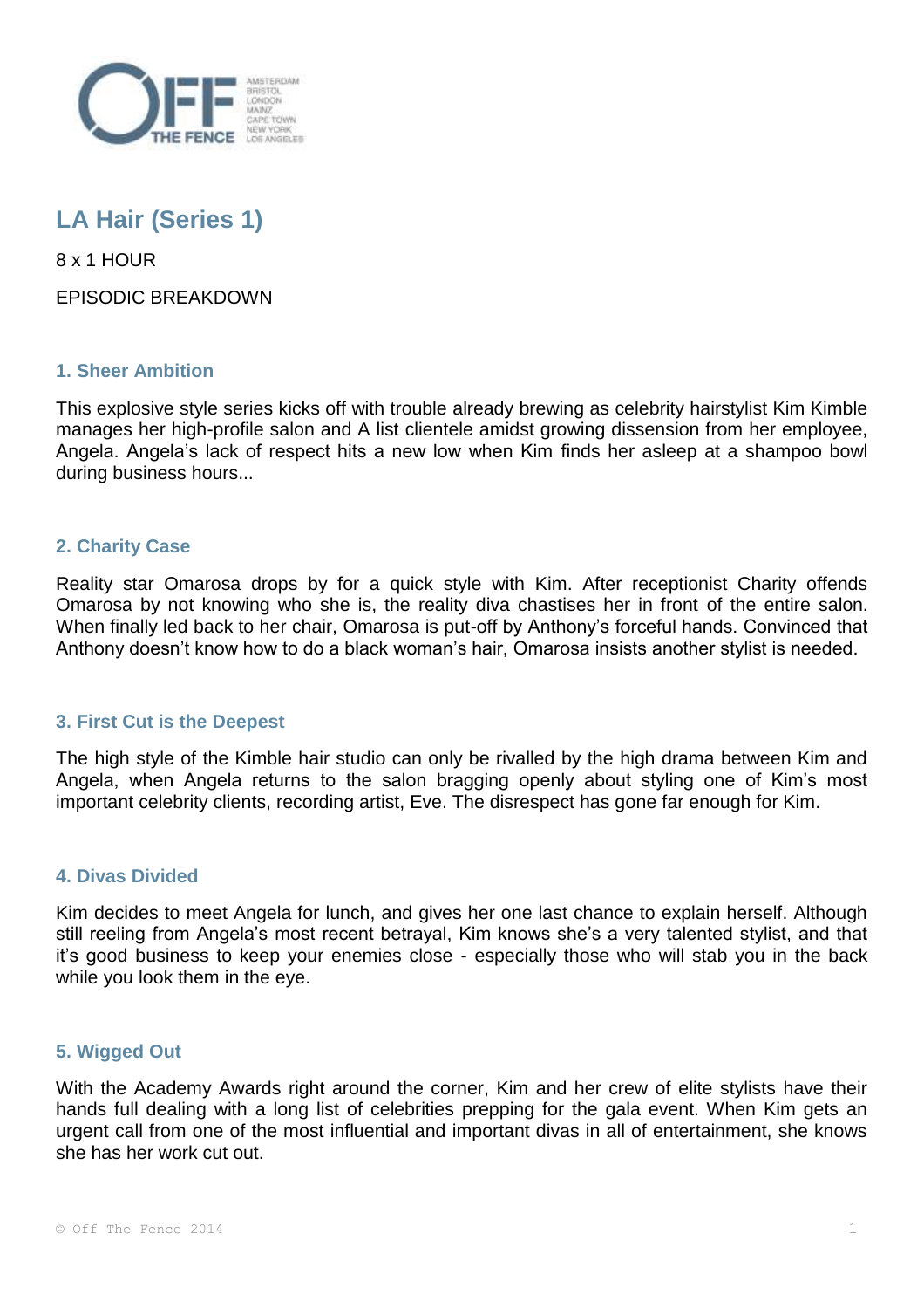# LA Hair (Series 1)

8 x 1 HOUR

EPISODIC BREAKDOWN

### 1. Sheer Ambition

This explosive style series kicks off with trouble already brewing as celebrity hairstylist Kim Kimble manages her high-profile salon and A list clientele amidst growing dissension from her employee, Angela. Angela's lack of respect hits a new low when Kim finds her asleep at a shampoo bowl during business hours...

### 2. Charity Case

Reality star Omarosa drops by for a quick style with Kim. After receptionist Charity offends Omarosa by not knowing who she is, the reality diva chastises her in front of the entire salon. When finally led back to her chair, Omarosa is put-off by Anthony's forceful hands. Convinced that Anthony doesn't know how to do a black woman's hair, Omarosa insists another stylist is needed.

### 3. First Cut is the Deepest

The high style of the Kimble hair studio can only be rivalled by the high drama between Kim and Angela, when Angela returns to the salon bragging openly about styling one of Kim's most important celebrity clients, recording artist, Eve. The disrespect has gone far enough for Kim.

### 4. Divas Divided

Kim decides to meet Angela for lunch, and gives her one last chance to explain herself. Although still reeling from Angela's most recent betrayal, Kim knows she's a very talented stylist, and that it's good business to keep your enemies close - especially those who will stab you in the back while you look them in the eye.

### 5. Wigged Out

With the Academy Awards right around the corner, Kim and her crew of elite stylists have their hands full dealing with a long list of celebrities prepping for the gala event. When Kim gets an urgent call from one of the most influential and important divas in all of entertainment, she knows she has her work cut out.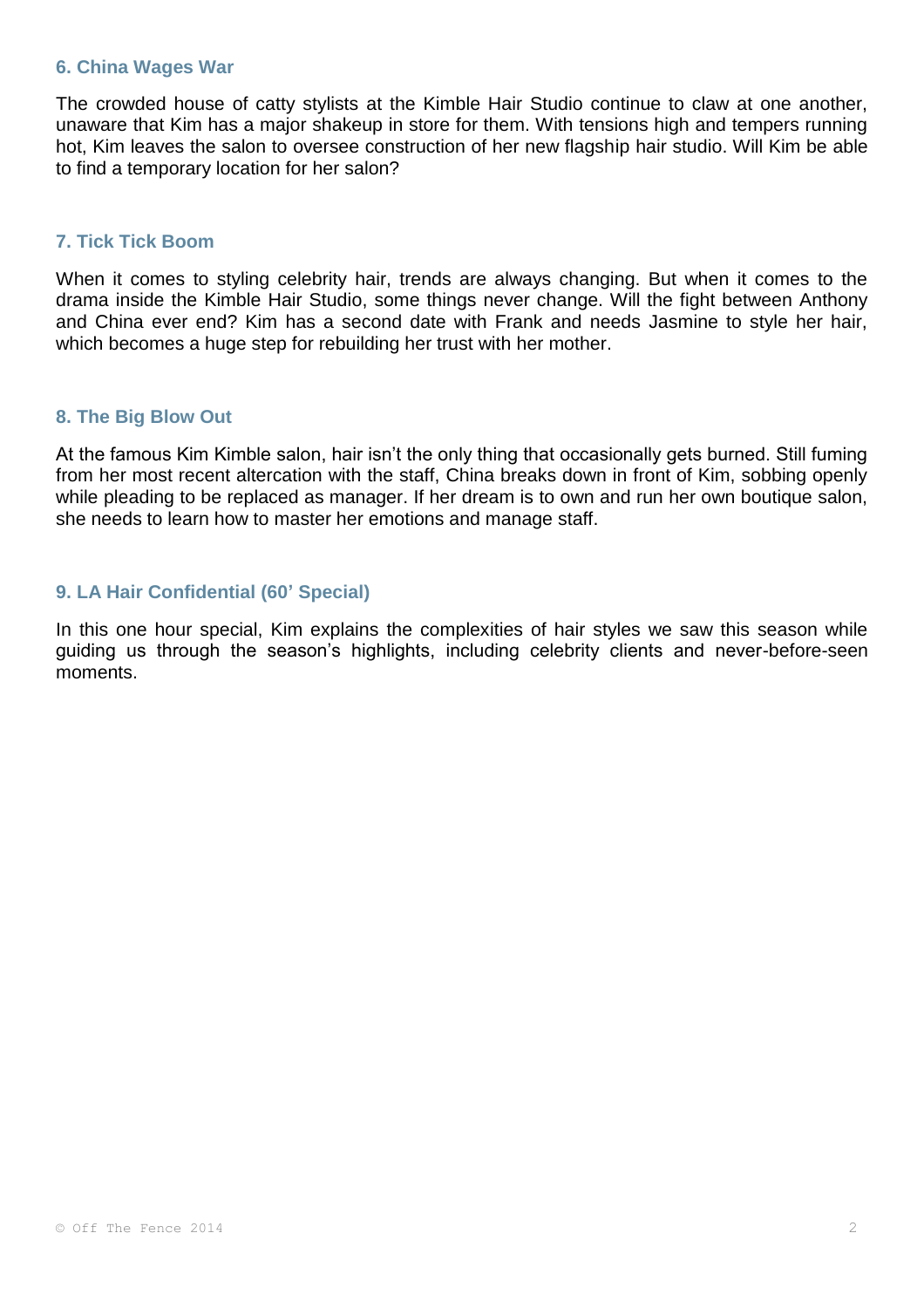### 6. China Wages War

The crowded house of catty stylists at the Kimble Hair Studio continue to claw at one another, unaware that Kim has a major shakeup in store for them. With tensions high and tempers running hot, Kim leaves the salon to oversee construction of her new flagship hair studio. Will Kim be able to find a temporary location for her salon?

### 7. Tick Tick Boom

When it comes to styling celebrity hair, trends are always changing. But when it comes to the drama inside the Kimble Hair Studio, some things never change. Will the fight between Anthony and China ever end? Kim has a second date with Frank and needs Jasmine to style her hair, which becomes a huge step for rebuilding her trust with her mother.

### 8. The Big Blow Out

At the famous Kim Kimble salon, hair isn't the only thing that occasionally gets burned. Still fuming from her most recent altercation with the staff, China breaks down in front of Kim, sobbing openly while pleading to be replaced as manager. If her dream is to own and run her own boutique salon, she needs to learn how to master her emotions and manage staff.

### 9. LA Hair Confidential (60' Special)

In this one hour special, Kim explains the complexities of hair styles we saw this season while guiding us through the season's highlights, including celebrity clients and never-before-seen moments.

© Off The Fence 2014